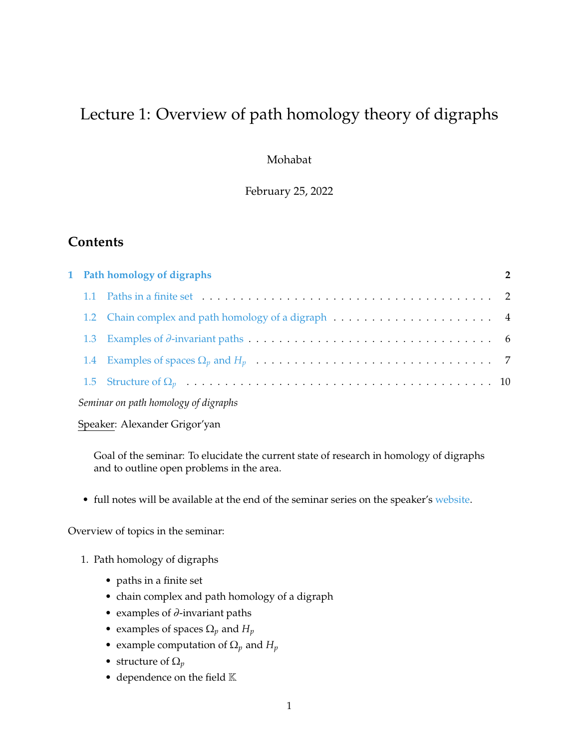# Lecture 1: Overview of path homology theory of digraphs

Mohabat

February 25, 2022

## Contents

**1 Path homology of digraphs** ..... **2**

- 1.1 Paths in a finite set ..... 2
- 1.2 Chain complex and path homology of a digraph ..... 4
- 1.3 Examples of $\partial$-invariant paths ..... 6
- 1.4 Examples of spaces $\Omega_p$ and $H_p$ ..... 7
- 1.5 Structure of $\Omega_p$ ..... 10

*Seminar on path homology of digraphs*

Speaker: Alexander Grigor'yan

> Goal of the seminar: To elucidate the current state of research in homology of digraphs and to outline open problems in the area.

- full notes will be available at the end of the seminar series on the speaker's website.

Overview of topics in the seminar:

1. Path homology of digraphs
   - paths in a finite set
   - chain complex and path homology of a digraph
   - examples of $\partial$-invariant paths
   - examples of spaces $\Omega_p$ and $H_p$
   - example computation of $\Omega_p$ and $H_p$
   - structure of $\Omega_p$
   - dependence on the field $\mathbb{K}$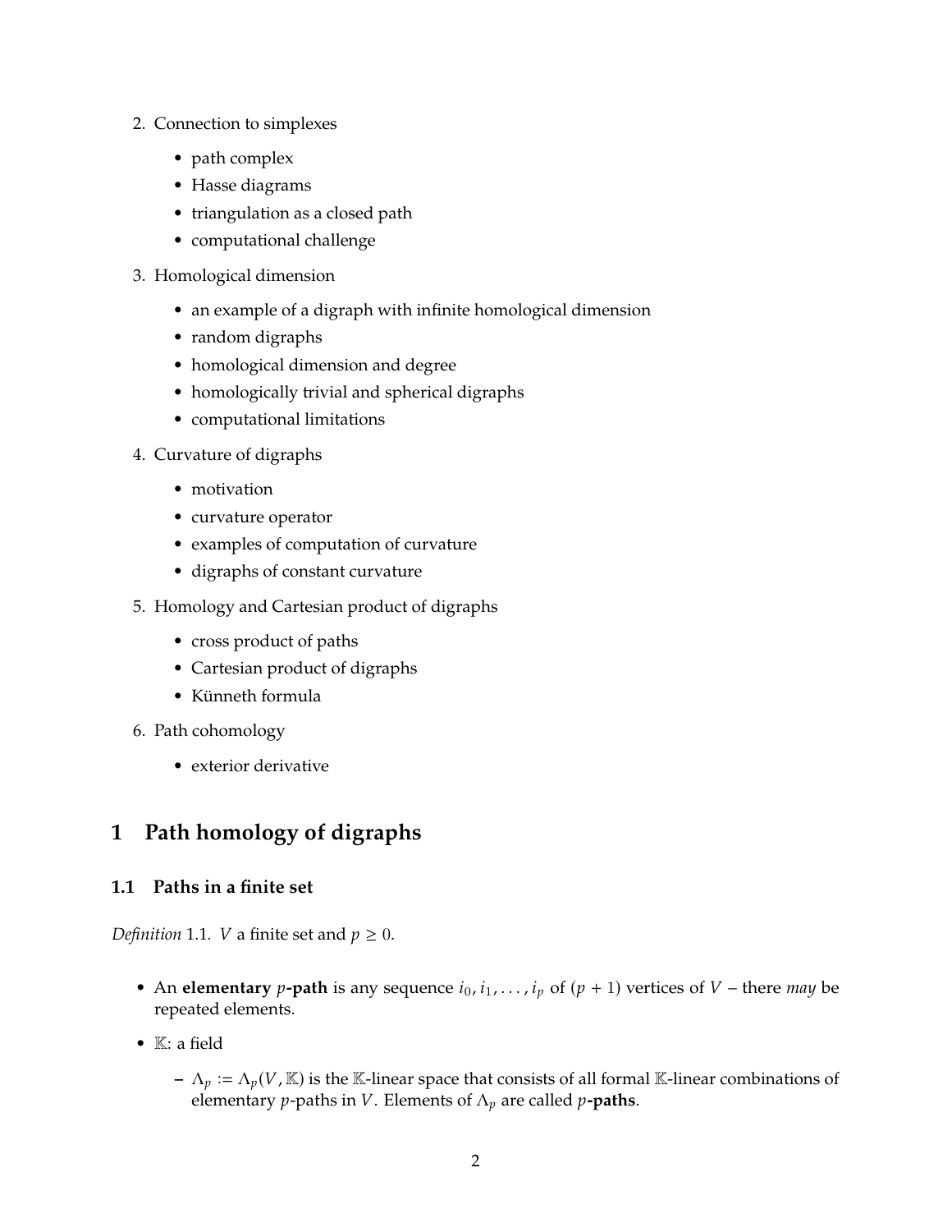2. Connection to simplexes
   - path complex
   - Hasse diagrams
   - triangulation as a closed path
   - computational challenge
3. Homological dimension
   - an example of a digraph with infinite homological dimension
   - random digraphs
   - homological dimension and degree
   - homologically trivial and spherical digraphs
   - computational limitations
4. Curvature of digraphs
   - motivation
   - curvature operator
   - examples of computation of curvature
   - digraphs of constant curvature
5. Homology and Cartesian product of digraphs
   - cross product of paths
   - Cartesian product of digraphs
   - Künneth formula
6. Path cohomology
   - exterior derivative

# 1 Path homology of digraphs

## 1.1 Paths in a finite set

*Definition* 1.1. $V$ a finite set and $p \geq 0$.

- An **elementary** $p$**-path** is any sequence $i_0, i_1, \ldots, i_p$ of $(p+1)$ vertices of $V$ – there *may* be repeated elements.
- $\mathbb{K}$: a field
  - $\Lambda_p := \Lambda_p(V, \mathbb{K})$ is the $\mathbb{K}$-linear space that consists of all formal $\mathbb{K}$-linear combinations of elementary $p$-paths in $V$. Elements of $\Lambda_p$ are called $p$**-paths**.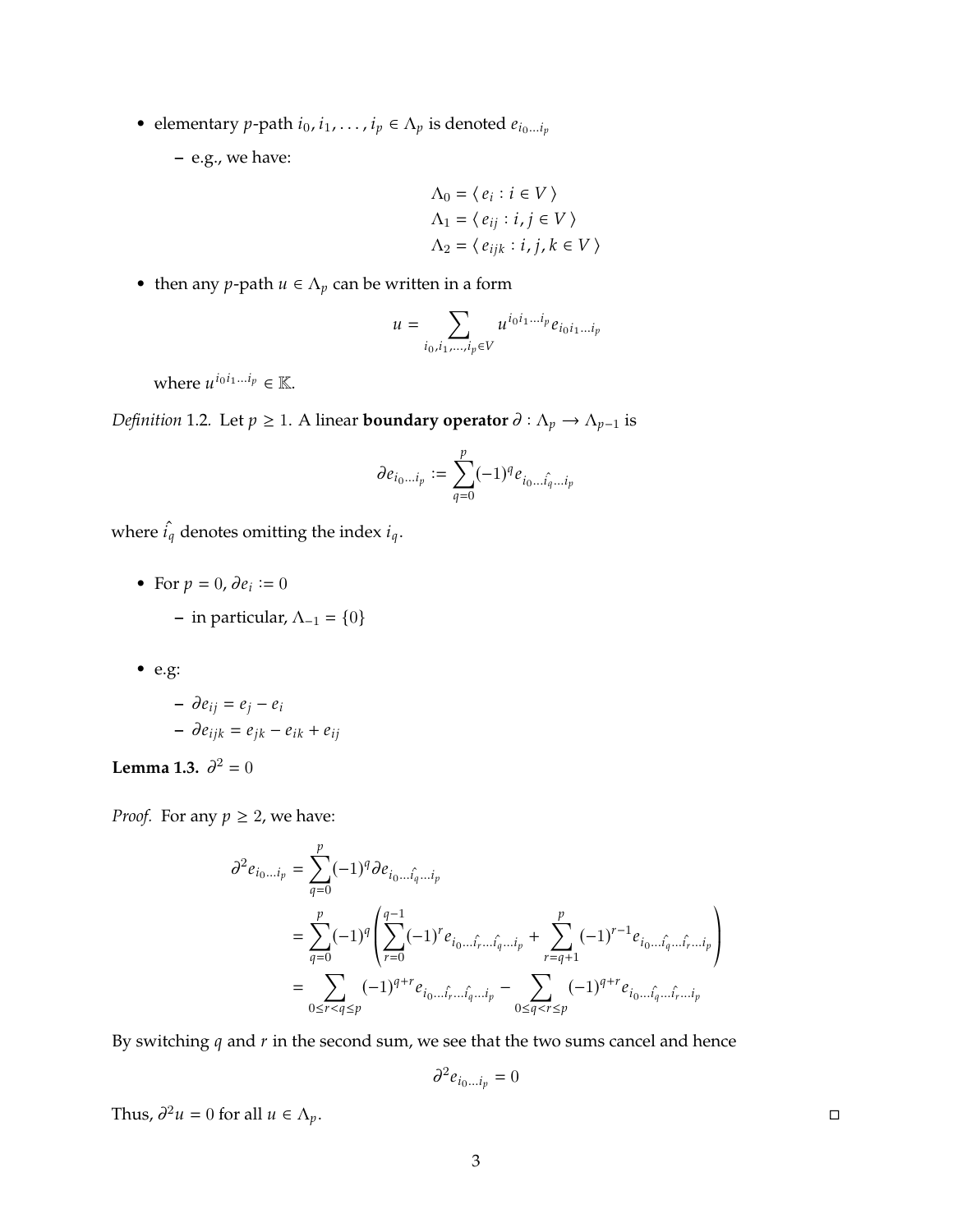- elementary $p$-path $i_0, i_1, \ldots, i_p \in \Lambda_p$ is denoted $e_{i_0 \ldots i_p}$
  - e.g., we have:

$$\Lambda_0 = \langle\, e_i : i \in V \,\rangle$$
$$\Lambda_1 = \langle\, e_{ij} : i, j \in V \,\rangle$$
$$\Lambda_2 = \langle\, e_{ijk} : i, j, k \in V \,\rangle$$

- then any $p$-path $u \in \Lambda_p$ can be written in a form

$$u = \sum_{i_0, i_1, \ldots, i_p \in V} u^{i_0 i_1 \ldots i_p} e_{i_0 i_1 \ldots i_p}$$

where $u^{i_0 i_1 \ldots i_p} \in \mathbb{K}$.

*Definition* 1.2. Let $p \geq 1$. A linear **boundary operator** $\partial : \Lambda_p \longrightarrow \Lambda_{p-1}$ is

$$\partial e_{i_0 \ldots i_p} := \sum_{q=0}^{p} (-1)^q e_{i_0 \ldots \hat{i_q} \ldots i_p}$$

where $\hat{i_q}$ denotes omitting the index $i_q$.

- For $p = 0$, $\partial e_i := 0$
  - in particular, $\Lambda_{-1} = \{0\}$
- e.g:
  - $\partial e_{ij} = e_j - e_i$
  - $\partial e_{ijk} = e_{jk} - e_{ik} + e_{ij}$

**Lemma 1.3.** $\partial^2 = 0$

*Proof.* For any $p \geq 2$, we have:

$$\begin{aligned}
\partial^2 e_{i_0 \ldots i_p} &= \sum_{q=0}^{p} (-1)^q \partial e_{i_0 \ldots \hat{i_q} \ldots i_p} \\
&= \sum_{q=0}^{p} (-1)^q \left( \sum_{r=0}^{q-1} (-1)^r e_{i_0 \ldots \hat{i_r} \ldots \hat{i_q} \ldots i_p} + \sum_{r=q+1}^{p} (-1)^{r-1} e_{i_0 \ldots \hat{i_q} \ldots \hat{i_r} \ldots i_p} \right) \\
&= \sum_{0 \leq r < q \leq p} (-1)^{q+r} e_{i_0 \ldots \hat{i_r} \ldots \hat{i_q} \ldots i_p} - \sum_{0 \leq q < r \leq p} (-1)^{q+r} e_{i_0 \ldots \hat{i_q} \ldots \hat{i_r} \ldots i_p}
\end{aligned}$$

By switching $q$ and $r$ in the second sum, we see that the two sums cancel and hence

$$\partial^2 e_{i_0 \ldots i_p} = 0$$

Thus, $\partial^2 u = 0$ for all $u \in \Lambda_p$. □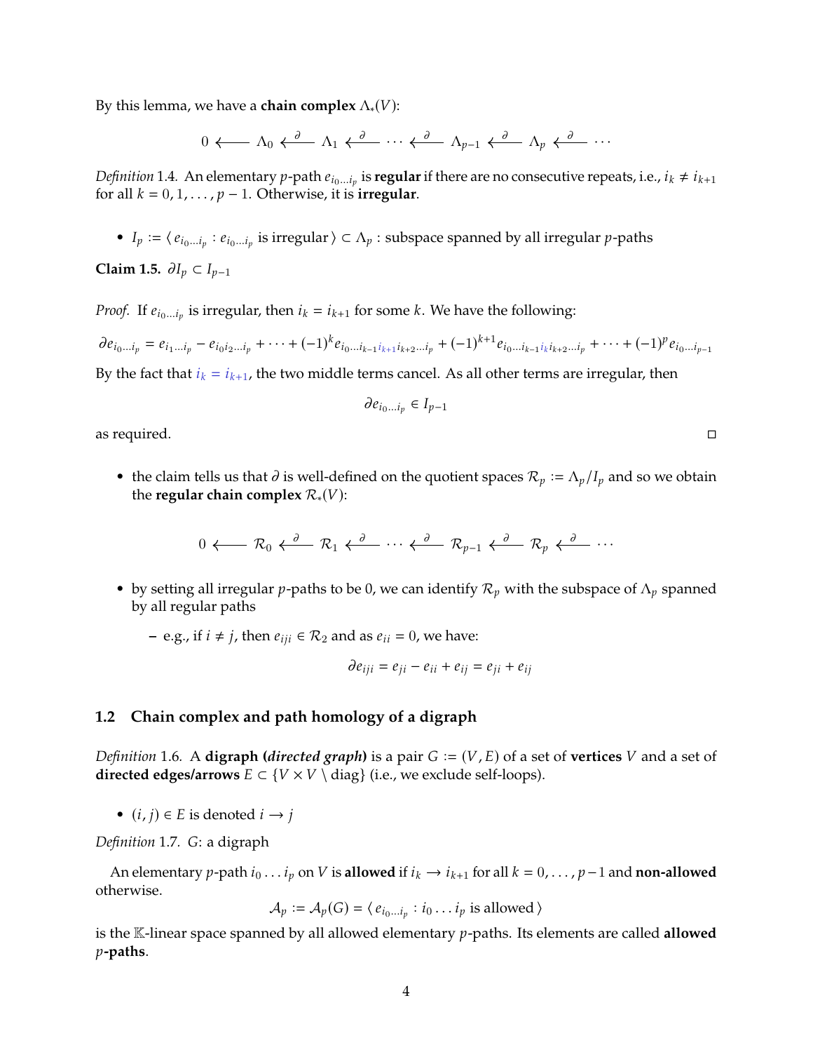By this lemma, we have a **chain complex** $\Lambda_*(V)$:

$$0 \longleftarrow \Lambda_0 \xleftarrow{\partial} \Lambda_1 \xleftarrow{\partial} \cdots \xleftarrow{\partial} \Lambda_{p-1} \xleftarrow{\partial} \Lambda_p \xleftarrow{\partial} \cdots$$

*Definition* 1.4. An elementary $p$-path $e_{i_0 \ldots i_p}$ is **regular** if there are no consecutive repeats, i.e., $i_k \neq i_{k+1}$ for all $k = 0, 1, \ldots, p-1$. Otherwise, it is **irregular**.

- $I_p := \langle\, e_{i_0 \ldots i_p} : e_{i_0 \ldots i_p} \text{ is irregular} \,\rangle \subset \Lambda_p$ : subspace spanned by all irregular $p$-paths

**Claim 1.5.** $\partial I_p \subset I_{p-1}$

*Proof.* If $e_{i_0 \ldots i_p}$ is irregular, then $i_k = i_{k+1}$ for some $k$. We have the following:

$$\partial e_{i_0 \ldots i_p} = e_{i_1 \ldots i_p} - e_{i_0 i_2 \ldots i_p} + \cdots + (-1)^k e_{i_0 \ldots i_{k-1} i_{k+1} i_{k+2} \ldots i_p} + (-1)^{k+1} e_{i_0 \ldots i_{k-1} i_k i_{k+2} \ldots i_p} + \cdots + (-1)^p e_{i_0 \ldots i_{p-1}}$$

By the fact that $i_k = i_{k+1}$, the two middle terms cancel. As all other terms are irregular, then

$$\partial e_{i_0 \ldots i_p} \in I_{p-1}$$

as required. $\square$

- the claim tells us that $\partial$ is well-defined on the quotient spaces $\mathcal{R}_p := \Lambda_p / I_p$ and so we obtain the **regular chain complex** $\mathcal{R}_*(V)$:

$$0 \longleftarrow \mathcal{R}_0 \xleftarrow{\partial} \mathcal{R}_1 \xleftarrow{\partial} \cdots \xleftarrow{\partial} \mathcal{R}_{p-1} \xleftarrow{\partial} \mathcal{R}_p \xleftarrow{\partial} \cdots$$

- by setting all irregular $p$-paths to be 0, we can identify $\mathcal{R}_p$ with the subspace of $\Lambda_p$ spanned by all regular paths
  - e.g., if $i \neq j$, then $e_{iji} \in \mathcal{R}_2$ and as $e_{ii} = 0$, we have:

$$\partial e_{iji} = e_{ji} - e_{ii} + e_{ij} = e_{ji} + e_{ij}$$

## 1.2 Chain complex and path homology of a digraph

*Definition* 1.6. A **digraph (*directed graph*)** is a pair $G := (V, E)$ of a set of **vertices** $V$ and a set of **directed edges/arrows** $E \subset \{V \times V \setminus \text{diag}\}$ (i.e., we exclude self-loops).

- $(i, j) \in E$ is denoted $i \to j$

*Definition* 1.7. $G$: a digraph

An elementary $p$-path $i_0 \ldots i_p$ on $V$ is **allowed** if $i_k \to i_{k+1}$ for all $k = 0, \ldots, p-1$ and **non-allowed** otherwise.

$$\mathcal{A}_p := \mathcal{A}_p(G) = \langle\, e_{i_0 \ldots i_p} : i_0 \ldots i_p \text{ is allowed} \,\rangle$$

is the $\mathbb{K}$-linear space spanned by all allowed elementary $p$-paths. Its elements are called **allowed $p$-paths**.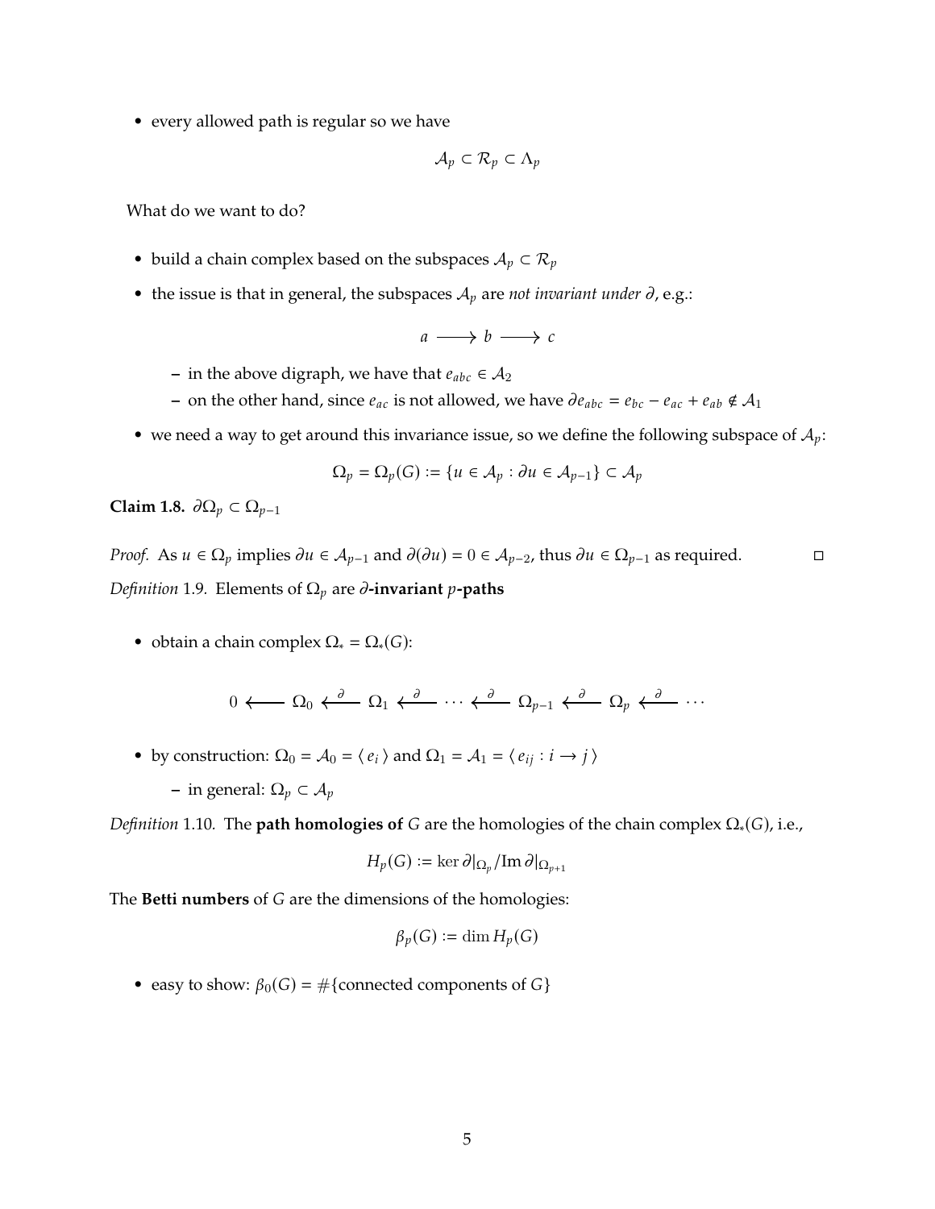- every allowed path is regular so we have

$$\mathcal{A}_p \subset \mathcal{R}_p \subset \Lambda_p$$

What do we want to do?

- build a chain complex based on the subspaces $\mathcal{A}_p \subset \mathcal{R}_p$
- the issue is that in general, the subspaces $\mathcal{A}_p$ are *not invariant under* $\partial$, e.g.:

$$a \longrightarrow b \longrightarrow c$$

  - in the above digraph, we have that $e_{abc} \in \mathcal{A}_2$
  - on the other hand, since $e_{ac}$ is not allowed, we have $\partial e_{abc} = e_{bc} - e_{ac} + e_{ab} \notin \mathcal{A}_1$
- we need a way to get around this invariance issue, so we define the following subspace of $\mathcal{A}_p$:

$$\Omega_p = \Omega_p(G) := \{u \in \mathcal{A}_p : \partial u \in \mathcal{A}_{p-1}\} \subset \mathcal{A}_p$$

**Claim 1.8.** $\partial\Omega_p \subset \Omega_{p-1}$

*Proof.* As $u \in \Omega_p$ implies $\partial u \in \mathcal{A}_{p-1}$ and $\partial(\partial u) = 0 \in \mathcal{A}_{p-2}$, thus $\partial u \in \Omega_{p-1}$ as required. □

*Definition* 1.9. Elements of $\Omega_p$ are **$\partial$-invariant $p$-paths**

- obtain a chain complex $\Omega_* = \Omega_*(G)$:

$$0 \longleftarrow \Omega_0 \xleftarrow{\partial} \Omega_1 \xleftarrow{\partial} \cdots \xleftarrow{\partial} \Omega_{p-1} \xleftarrow{\partial} \Omega_p \xleftarrow{\partial} \cdots$$

- by construction: $\Omega_0 = \mathcal{A}_0 = \langle\, e_i \,\rangle$ and $\Omega_1 = \mathcal{A}_1 = \langle\, e_{ij} : i \to j \,\rangle$
  - in general: $\Omega_p \subset \mathcal{A}_p$

*Definition* 1.10. The **path homologies of** $G$ are the homologies of the chain complex $\Omega_*(G)$, i.e.,

$$H_p(G) := \ker \partial|_{\Omega_p} / \operatorname{Im} \partial|_{\Omega_{p+1}}$$

The **Betti numbers** of $G$ are the dimensions of the homologies:

$$\beta_p(G) := \dim H_p(G)$$

- easy to show: $\beta_0(G) = \#\{\text{connected components of } G\}$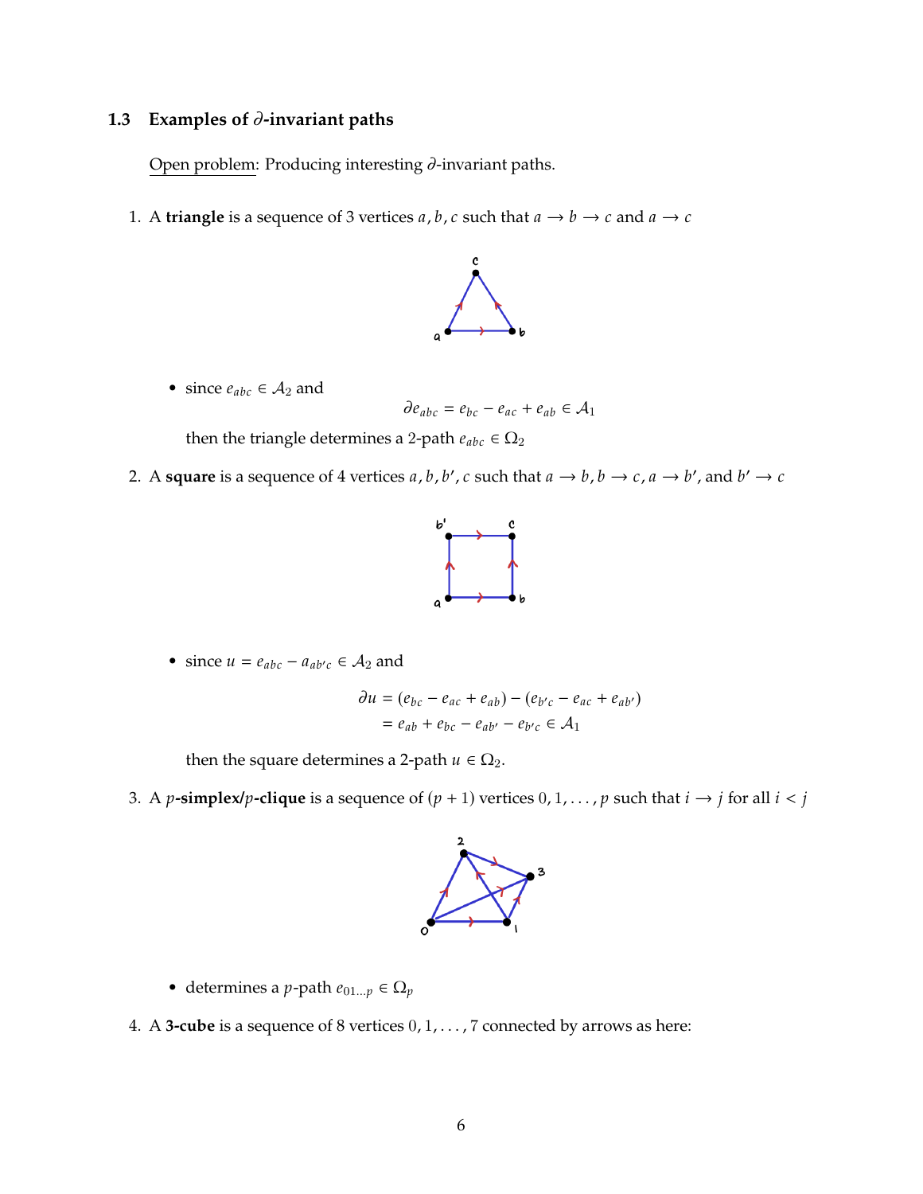### 1.3 Examples of $\partial$-invariant paths

Open problem: Producing interesting $\partial$-invariant paths.

1. A **triangle** is a sequence of 3 vertices $a, b, c$ such that $a \to b \to c$ and $a \to c$

   - since $e_{abc} \in \mathcal{A}_2$ and
   $$\partial e_{abc} = e_{bc} - e_{ac} + e_{ab} \in \mathcal{A}_1$$
   then the triangle determines a 2-path $e_{abc} \in \Omega_2$

2. A **square** is a sequence of 4 vertices $a, b, b', c$ such that $a \to b$, $b \to c$, $a \to b'$, and $b' \to c$

   - since $u = e_{abc} - a_{ab'c} \in \mathcal{A}_2$ and
   $$\begin{aligned}\partial u &= (e_{bc} - e_{ac} + e_{ab}) - (e_{b'c} - e_{ac} + e_{ab'}) \\ &= e_{ab} + e_{bc} - e_{ab'} - e_{b'c} \in \mathcal{A}_1\end{aligned}$$
   then the square determines a 2-path $u \in \Omega_2$.

3. A $p$**-simplex/**$p$**-clique** is a sequence of $(p+1)$ vertices $0, 1, \ldots, p$ such that $i \to j$ for all $i < j$

   - determines a $p$-path $e_{01\ldots p} \in \Omega_p$

4. A **3-cube** is a sequence of 8 vertices $0, 1, \ldots, 7$ connected by arrows as here: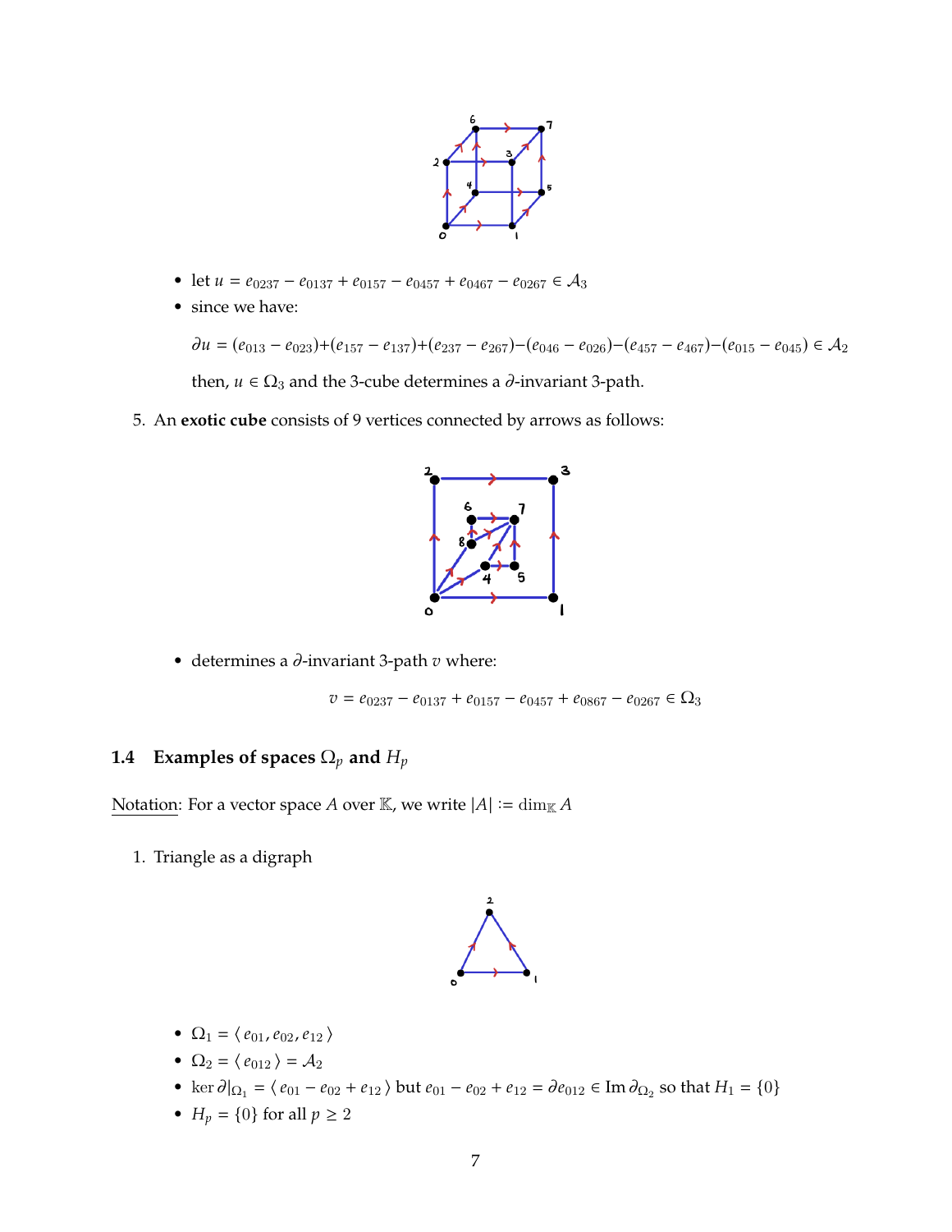- let $u = e_{0237} - e_{0137} + e_{0157} - e_{0457} + e_{0467} - e_{0267} \in \mathcal{A}_3$
- since we have:

  $\partial u = (e_{013} - e_{023}) + (e_{157} - e_{137}) + (e_{237} - e_{267}) - (e_{046} - e_{026}) - (e_{457} - e_{467}) - (e_{015} - e_{045}) \in \mathcal{A}_2$

  then, $u \in \Omega_3$ and the 3-cube determines a $\partial$-invariant 3-path.

5. An **exotic cube** consists of 9 vertices connected by arrows as follows:

- determines a $\partial$-invariant 3-path $v$ where:

$$v = e_{0237} - e_{0137} + e_{0157} - e_{0457} + e_{0867} - e_{0267} \in \Omega_3$$

### 1.4 Examples of spaces $\Omega_p$ and $H_p$

Notation: For a vector space $A$ over $\mathbb{K}$, we write $|A| := \dim_{\mathbb{K}} A$

1. Triangle as a digraph

- $\Omega_1 = \langle e_{01}, e_{02}, e_{12} \rangle$
- $\Omega_2 = \langle e_{012} \rangle = \mathcal{A}_2$
- $\ker \partial|_{\Omega_1} = \langle e_{01} - e_{02} + e_{12} \rangle$ but $e_{01} - e_{02} + e_{12} = \partial e_{012} \in \operatorname{Im} \partial_{\Omega_2}$ so that $H_1 = \{0\}$
- $H_p = \{0\}$ for all $p \geq 2$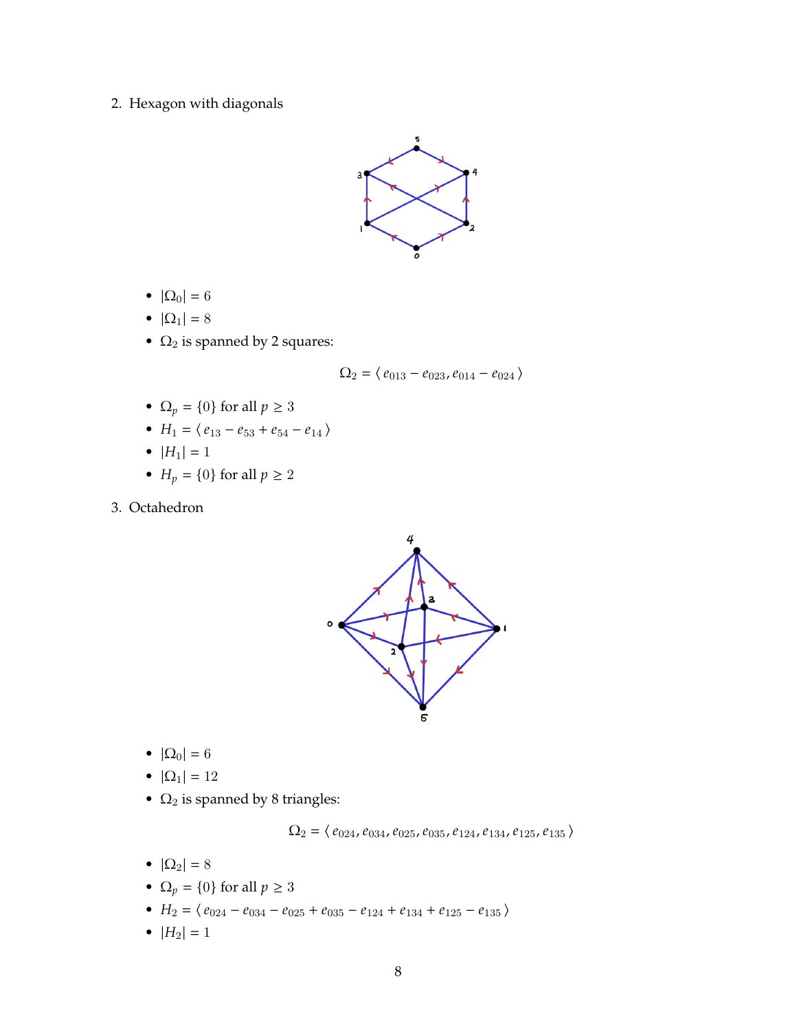2. Hexagon with diagonals

   - $|\Omega_0| = 6$
   - $|\Omega_1| = 8$
   - $\Omega_2$ is spanned by 2 squares:

$$\Omega_2 = \langle\, e_{013} - e_{023}, e_{014} - e_{024} \,\rangle$$

   - $\Omega_p = \{0\}$ for all $p \geq 3$
   - $H_1 = \langle\, e_{13} - e_{53} + e_{54} - e_{14} \,\rangle$
   - $|H_1| = 1$
   - $H_p = \{0\}$ for all $p \geq 2$

3. Octahedron

   - $|\Omega_0| = 6$
   - $|\Omega_1| = 12$
   - $\Omega_2$ is spanned by 8 triangles:

$$\Omega_2 = \langle\, e_{024}, e_{034}, e_{025}, e_{035}, e_{124}, e_{134}, e_{125}, e_{135} \,\rangle$$

   - $|\Omega_2| = 8$
   - $\Omega_p = \{0\}$ for all $p \geq 3$
   - $H_2 = \langle\, e_{024} - e_{034} - e_{025} + e_{035} - e_{124} + e_{134} + e_{125} - e_{135} \,\rangle$
   - $|H_2| = 1$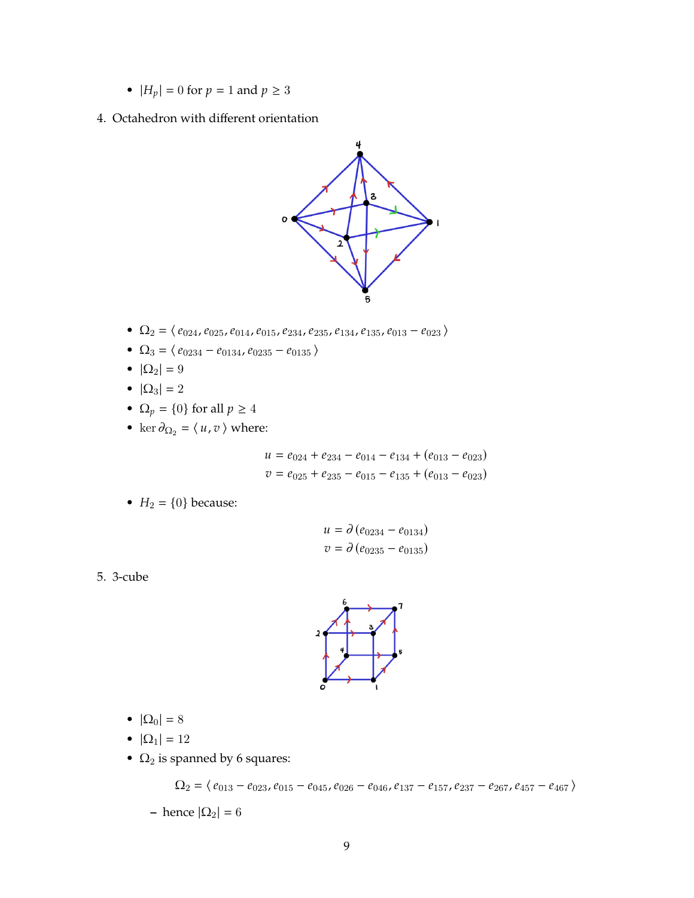- $|H_p| = 0$ for $p = 1$ and $p \geq 3$

4. Octahedron with different orientation

- $\Omega_2 = \langle e_{024}, e_{025}, e_{014}, e_{015}, e_{234}, e_{235}, e_{134}, e_{135}, e_{013} - e_{023} \rangle$
- $\Omega_3 = \langle e_{0234} - e_{0134}, e_{0235} - e_{0135} \rangle$
- $|\Omega_2| = 9$
- $|\Omega_3| = 2$
- $\Omega_p = \{0\}$ for all $p \geq 4$
- $\ker \partial_{\Omega_2} = \langle u, v \rangle$ where:

$$u = e_{024} + e_{234} - e_{014} - e_{134} + (e_{013} - e_{023})$$
$$v = e_{025} + e_{235} - e_{015} - e_{135} + (e_{013} - e_{023})$$

- $H_2 = \{0\}$ because:

$$u = \partial(e_{0234} - e_{0134})$$
$$v = \partial(e_{0235} - e_{0135})$$

5. 3-cube

- $|\Omega_0| = 8$
- $|\Omega_1| = 12$
- $\Omega_2$ is spanned by 6 squares:

$$\Omega_2 = \langle e_{013} - e_{023}, e_{015} - e_{045}, e_{026} - e_{046}, e_{137} - e_{157}, e_{237} - e_{267}, e_{457} - e_{467} \rangle$$

  - hence $|\Omega_2| = 6$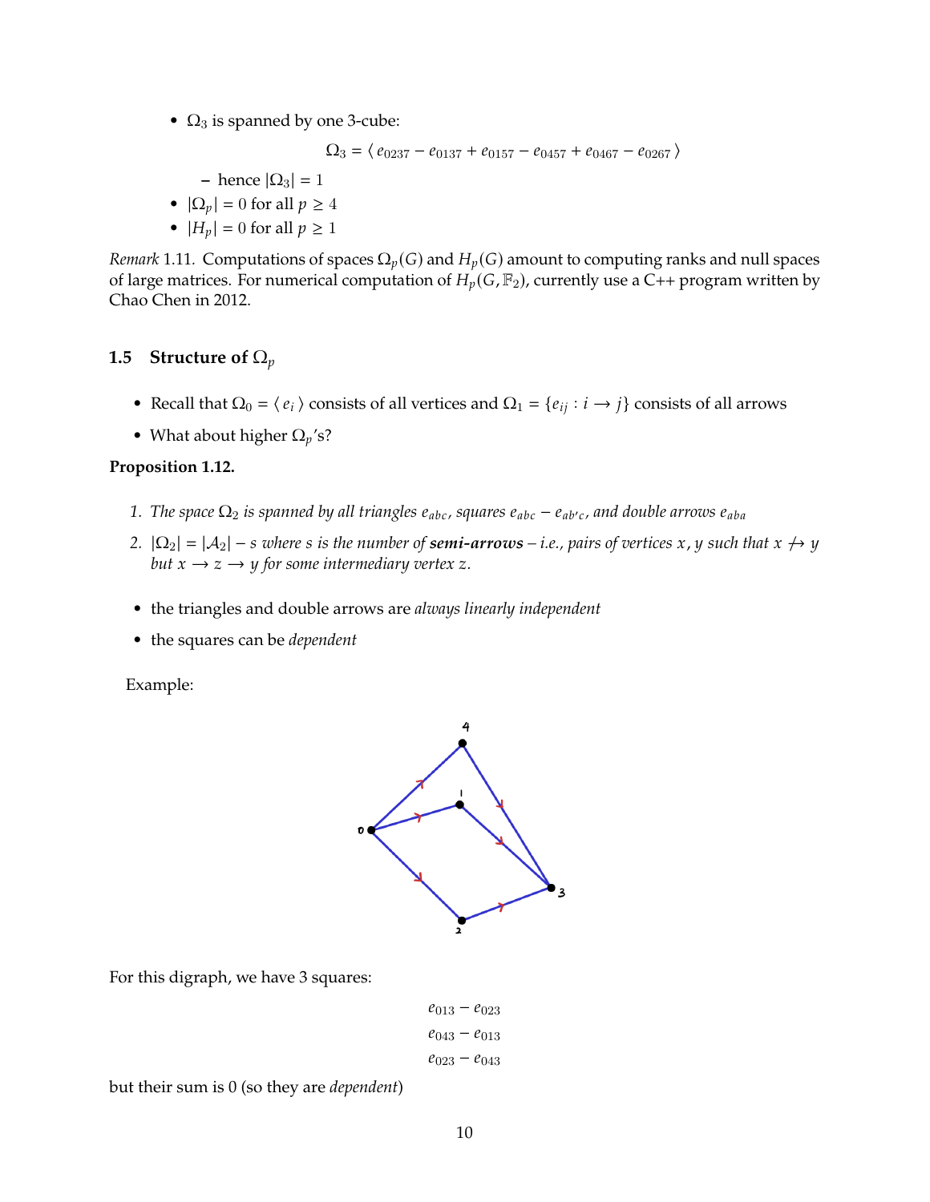- $\Omega_3$ is spanned by one 3-cube:

$$\Omega_3 = \langle\, e_{0237} - e_{0137} + e_{0157} - e_{0457} + e_{0467} - e_{0267} \,\rangle$$

  - hence $|\Omega_3| = 1$
- $|\Omega_p| = 0$ for all $p \geq 4$
- $|H_p| = 0$ for all $p \geq 1$

*Remark* 1.11. Computations of spaces $\Omega_p(G)$ and $H_p(G)$ amount to computing ranks and null spaces of large matrices. For numerical computation of $H_p(G, \mathbb{F}_2)$, currently use a C++ program written by Chao Chen in 2012.

### 1.5 Structure of $\Omega_p$

- Recall that $\Omega_0 = \langle\, e_i \,\rangle$ consists of all vertices and $\Omega_1 = \{e_{ij} : i \longrightarrow j\}$ consists of all arrows
- What about higher $\Omega_p$'s?

**Proposition 1.12.**

1. *The space $\Omega_2$ is spanned by all triangles $e_{abc}$, squares $e_{abc} - e_{ab'c}$, and double arrows $e_{aba}$*
2. *$|\Omega_2| = |\mathcal{A}_2| - s$ where $s$ is the number of **semi-arrows** – i.e., pairs of vertices $x, y$ such that $x \not\rightarrow y$ but $x \longrightarrow z \longrightarrow y$ for some intermediary vertex $z$.*

- the triangles and double arrows are *always linearly independent*
- the squares can be *dependent*

Example:

For this digraph, we have 3 squares:

$$e_{013} - e_{023}$$
$$e_{043} - e_{013}$$
$$e_{023} - e_{043}$$

but their sum is 0 (so they are *dependent*)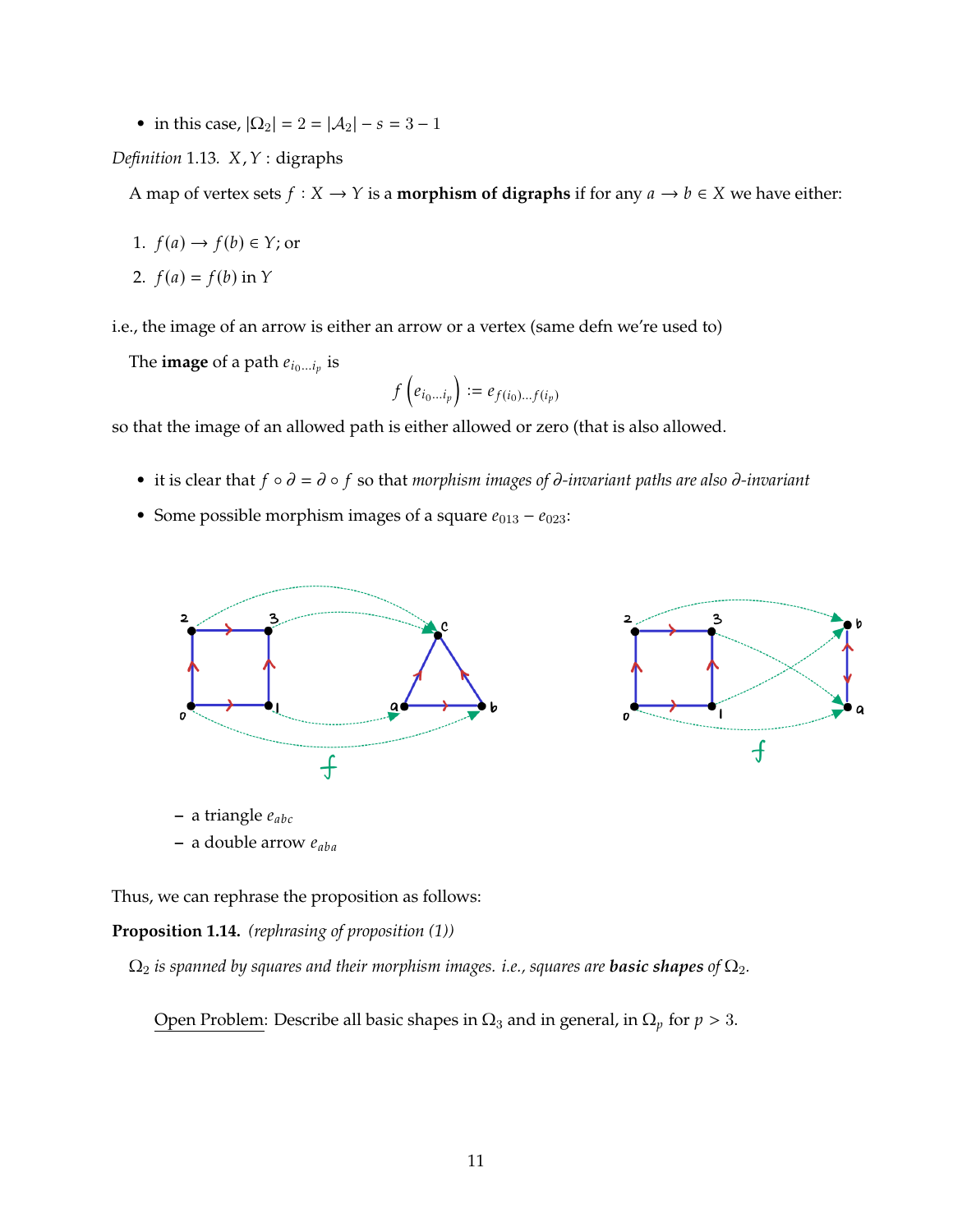- in this case, $|\Omega_2| = 2 = |\mathcal{A}_2| - s = 3 - 1$

*Definition* 1.13. $X, Y$ : digraphs

A map of vertex sets $f : X \to Y$ is a **morphism of digraphs** if for any $a \to b \in X$ we have either:

1. $f(a) \to f(b) \in Y$; or
2. $f(a) = f(b)$ in $Y$

i.e., the image of an arrow is either an arrow or a vertex (same defn we're used to)

The **image** of a path $e_{i_0 \ldots i_p}$ is

$$f\left(e_{i_0 \ldots i_p}\right) := e_{f(i_0) \ldots f(i_p)}$$

so that the image of an allowed path is either allowed or zero (that is also allowed.

- it is clear that $f \circ \partial = \partial \circ f$ so that *morphism images of $\partial$-invariant paths are also $\partial$-invariant*
- Some possible morphism images of a square $e_{013} - e_{023}$:

  - a triangle $e_{abc}$
  - a double arrow $e_{aba}$

Thus, we can rephrase the proposition as follows:

**Proposition 1.14.** *(rephrasing of proposition (1))*

*$\Omega_2$ is spanned by squares and their morphism images. i.e., squares are **basic shapes** of $\Omega_2$.*

Open Problem: Describe all basic shapes in $\Omega_3$ and in general, in $\Omega_p$ for $p > 3$.